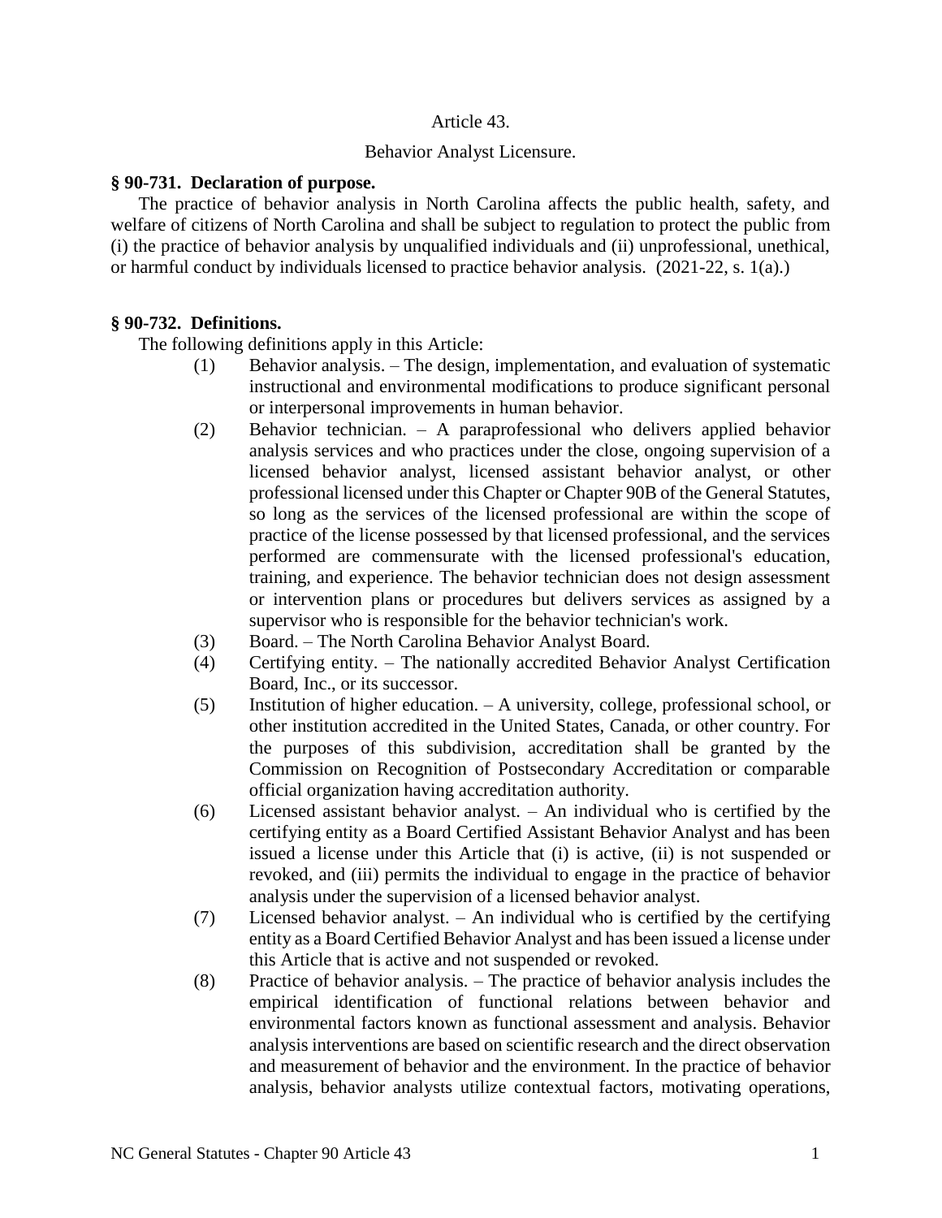Article 43.

Behavior Analyst Licensure.

**§ 90-731. Declaration of purpose.**

The practice of behavior analysis in North Carolina affects the public health, safety, and welfare of citizens of North Carolina and shall be subject to regulation to protect the public from (i) the practice of behavior analysis by unqualified individuals and (ii) unprofessional, unethical, or harmful conduct by individuals licensed to practice behavior analysis. (2021-22, s. 1(a).)

**§ 90-732. Definitions.**

The following definitions apply in this Article:

(1) Behavior analysis. – The design, implementation, and evaluation of systematic instructional and environmental modifications to produce significant personal or interpersonal improvements in human behavior.

(2) Behavior technician. – A paraprofessional who delivers applied behavior analysis services and who practices under the close, ongoing supervision of a licensed behavior analyst, licensed assistant behavior analyst, or other professional licensed under this Chapter or Chapter 90B of the General Statutes, so long as the services of the licensed professional are within the scope of practice of the license possessed by that licensed professional, and the services performed are commensurate with the licensed professional's education, training, and experience. The behavior technician does not design assessment or intervention plans or procedures but delivers services as assigned by a supervisor who is responsible for the behavior technician's work.

(3) Board. – The North Carolina Behavior Analyst Board.

(4) Certifying entity. – The nationally accredited Behavior Analyst Certification Board, Inc., or its successor.

(5) Institution of higher education. – A university, college, professional school, or other institution accredited in the United States, Canada, or other country. For the purposes of this subdivision, accreditation shall be granted by the Commission on Recognition of Postsecondary Accreditation or comparable official organization having accreditation authority.

(6) Licensed assistant behavior analyst. – An individual who is certified by the certifying entity as a Board Certified Assistant Behavior Analyst and has been issued a license under this Article that (i) is active, (ii) is not suspended or revoked, and (iii) permits the individual to engage in the practice of behavior analysis under the supervision of a licensed behavior analyst.

(7) Licensed behavior analyst. – An individual who is certified by the certifying entity as a Board Certified Behavior Analyst and has been issued a license under this Article that is active and not suspended or revoked.

(8) Practice of behavior analysis. – The practice of behavior analysis includes the empirical identification of functional relations between behavior and environmental factors known as functional assessment and analysis. Behavior analysis interventions are based on scientific research and the direct observation and measurement of behavior and the environment. In the practice of behavior analysis, behavior analysts utilize contextual factors, motivating operations,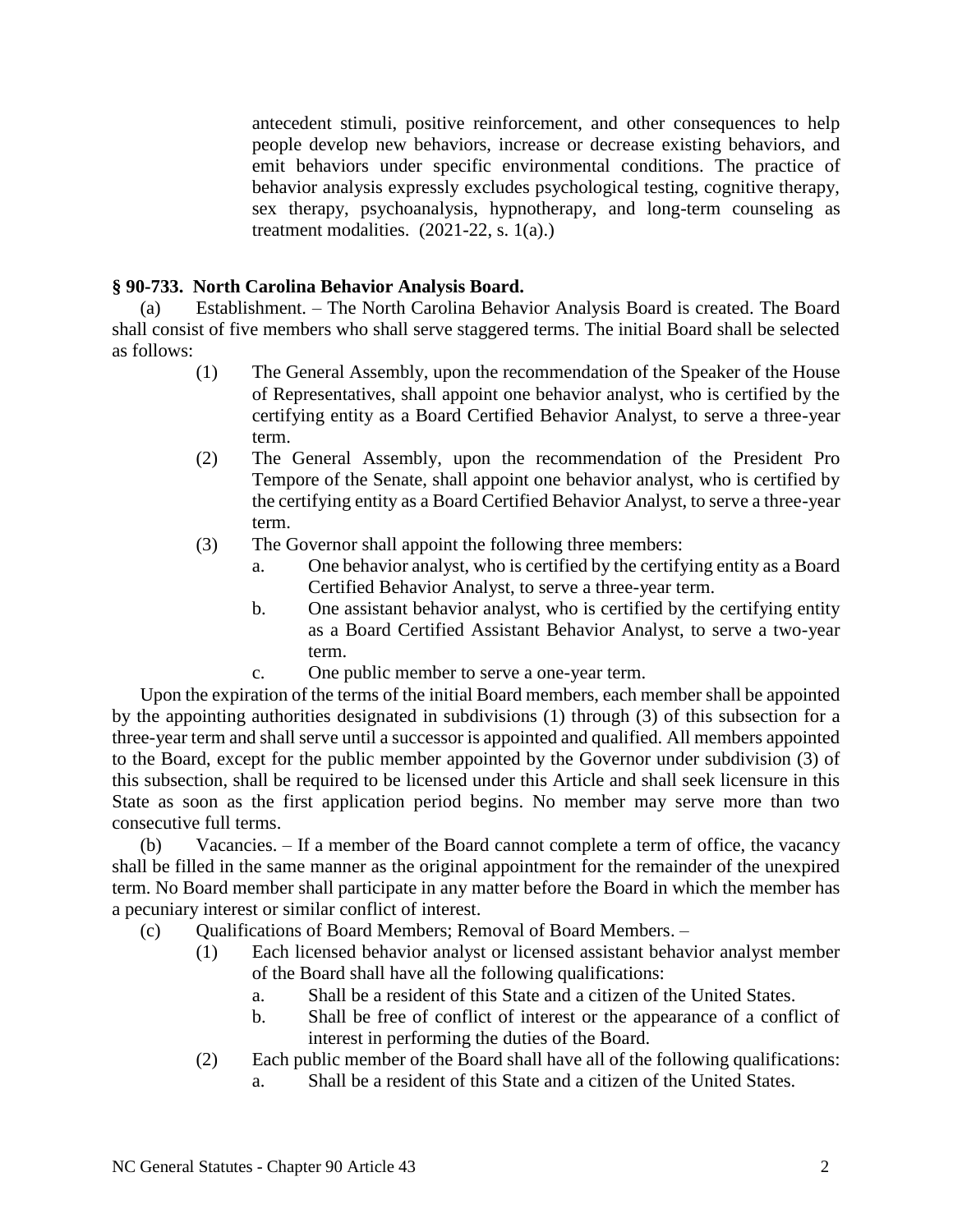antecedent stimuli, positive reinforcement, and other consequences to help people develop new behaviors, increase or decrease existing behaviors, and emit behaviors under specific environmental conditions. The practice of behavior analysis expressly excludes psychological testing, cognitive therapy, sex therapy, psychoanalysis, hypnotherapy, and long-term counseling as treatment modalities. (2021-22, s. 1(a).)

### § 90-733. North Carolina Behavior Analysis Board.

(a) Establishment. – The North Carolina Behavior Analysis Board is created. The Board shall consist of five members who shall serve staggered terms. The initial Board shall be selected as follows:

(1) The General Assembly, upon the recommendation of the Speaker of the House of Representatives, shall appoint one behavior analyst, who is certified by the certifying entity as a Board Certified Behavior Analyst, to serve a three-year term.

(2) The General Assembly, upon the recommendation of the President Pro Tempore of the Senate, shall appoint one behavior analyst, who is certified by the certifying entity as a Board Certified Behavior Analyst, to serve a three-year term.

(3) The Governor shall appoint the following three members:

a. One behavior analyst, who is certified by the certifying entity as a Board Certified Behavior Analyst, to serve a three-year term.

b. One assistant behavior analyst, who is certified by the certifying entity as a Board Certified Assistant Behavior Analyst, to serve a two-year term.

c. One public member to serve a one-year term.

Upon the expiration of the terms of the initial Board members, each member shall be appointed by the appointing authorities designated in subdivisions (1) through (3) of this subsection for a three-year term and shall serve until a successor is appointed and qualified. All members appointed to the Board, except for the public member appointed by the Governor under subdivision (3) of this subsection, shall be required to be licensed under this Article and shall seek licensure in this State as soon as the first application period begins. No member may serve more than two consecutive full terms.

(b) Vacancies. – If a member of the Board cannot complete a term of office, the vacancy shall be filled in the same manner as the original appointment for the remainder of the unexpired term. No Board member shall participate in any matter before the Board in which the member has a pecuniary interest or similar conflict of interest.

(c) Qualifications of Board Members; Removal of Board Members. –

(1) Each licensed behavior analyst or licensed assistant behavior analyst member of the Board shall have all the following qualifications:

a. Shall be a resident of this State and a citizen of the United States.

b. Shall be free of conflict of interest or the appearance of a conflict of interest in performing the duties of the Board.

(2) Each public member of the Board shall have all of the following qualifications:

a. Shall be a resident of this State and a citizen of the United States.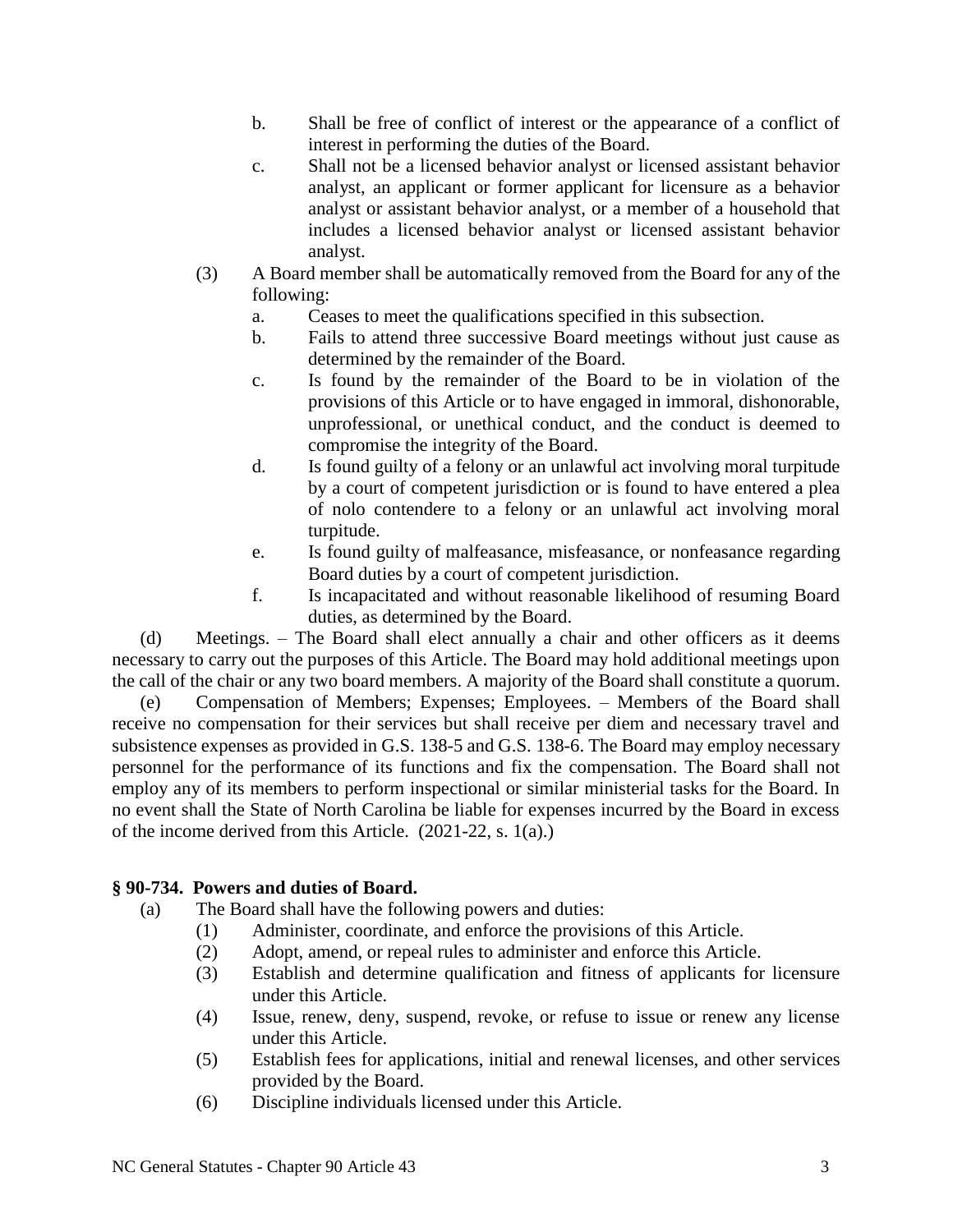b. Shall be free of conflict of interest or the appearance of a conflict of interest in performing the duties of the Board.

c. Shall not be a licensed behavior analyst or licensed assistant behavior analyst, an applicant or former applicant for licensure as a behavior analyst or assistant behavior analyst, or a member of a household that includes a licensed behavior analyst or licensed assistant behavior analyst.

(3) A Board member shall be automatically removed from the Board for any of the following:

a. Ceases to meet the qualifications specified in this subsection.

b. Fails to attend three successive Board meetings without just cause as determined by the remainder of the Board.

c. Is found by the remainder of the Board to be in violation of the provisions of this Article or to have engaged in immoral, dishonorable, unprofessional, or unethical conduct, and the conduct is deemed to compromise the integrity of the Board.

d. Is found guilty of a felony or an unlawful act involving moral turpitude by a court of competent jurisdiction or is found to have entered a plea of nolo contendere to a felony or an unlawful act involving moral turpitude.

e. Is found guilty of malfeasance, misfeasance, or nonfeasance regarding Board duties by a court of competent jurisdiction.

f. Is incapacitated and without reasonable likelihood of resuming Board duties, as determined by the Board.

(d) Meetings. – The Board shall elect annually a chair and other officers as it deems necessary to carry out the purposes of this Article. The Board may hold additional meetings upon the call of the chair or any two board members. A majority of the Board shall constitute a quorum.

(e) Compensation of Members; Expenses; Employees. – Members of the Board shall receive no compensation for their services but shall receive per diem and necessary travel and subsistence expenses as provided in G.S. 138-5 and G.S. 138-6. The Board may employ necessary personnel for the performance of its functions and fix the compensation. The Board shall not employ any of its members to perform inspectional or similar ministerial tasks for the Board. In no event shall the State of North Carolina be liable for expenses incurred by the Board in excess of the income derived from this Article. (2021-22, s. 1(a).)

## § 90-734. Powers and duties of Board.

(a) The Board shall have the following powers and duties:

(1) Administer, coordinate, and enforce the provisions of this Article.

(2) Adopt, amend, or repeal rules to administer and enforce this Article.

(3) Establish and determine qualification and fitness of applicants for licensure under this Article.

(4) Issue, renew, deny, suspend, revoke, or refuse to issue or renew any license under this Article.

(5) Establish fees for applications, initial and renewal licenses, and other services provided by the Board.

(6) Discipline individuals licensed under this Article.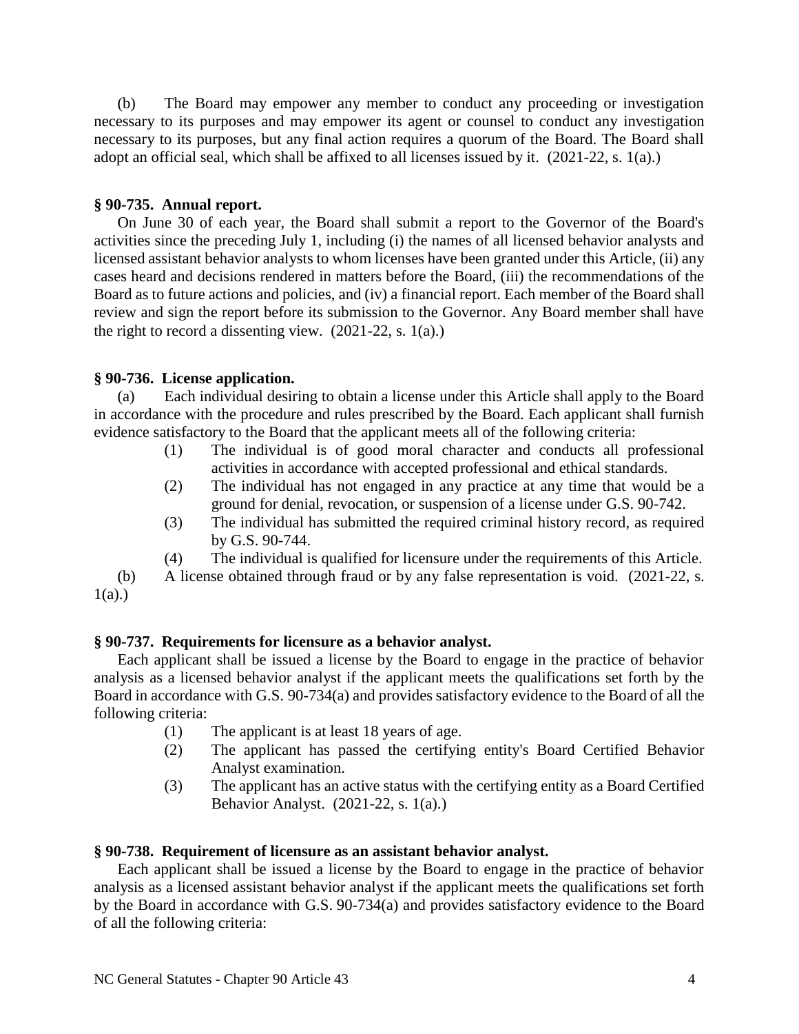(b) The Board may empower any member to conduct any proceeding or investigation necessary to its purposes and may empower its agent or counsel to conduct any investigation necessary to its purposes, but any final action requires a quorum of the Board. The Board shall adopt an official seal, which shall be affixed to all licenses issued by it. (2021-22, s. 1(a).)

### § 90-735. Annual report.

On June 30 of each year, the Board shall submit a report to the Governor of the Board's activities since the preceding July 1, including (i) the names of all licensed behavior analysts and licensed assistant behavior analysts to whom licenses have been granted under this Article, (ii) any cases heard and decisions rendered in matters before the Board, (iii) the recommendations of the Board as to future actions and policies, and (iv) a financial report. Each member of the Board shall review and sign the report before its submission to the Governor. Any Board member shall have the right to record a dissenting view. (2021-22, s. 1(a).)

### § 90-736. License application.

(a) Each individual desiring to obtain a license under this Article shall apply to the Board in accordance with the procedure and rules prescribed by the Board. Each applicant shall furnish evidence satisfactory to the Board that the applicant meets all of the following criteria:

- (1) The individual is of good moral character and conducts all professional activities in accordance with accepted professional and ethical standards.
- (2) The individual has not engaged in any practice at any time that would be a ground for denial, revocation, or suspension of a license under G.S. 90-742.
- (3) The individual has submitted the required criminal history record, as required by G.S. 90-744.
- (4) The individual is qualified for licensure under the requirements of this Article.

(b) A license obtained through fraud or by any false representation is void. (2021-22, s. 1(a).)

### § 90-737. Requirements for licensure as a behavior analyst.

Each applicant shall be issued a license by the Board to engage in the practice of behavior analysis as a licensed behavior analyst if the applicant meets the qualifications set forth by the Board in accordance with G.S. 90-734(a) and provides satisfactory evidence to the Board of all the following criteria:

- (1) The applicant is at least 18 years of age.
- (2) The applicant has passed the certifying entity's Board Certified Behavior Analyst examination.
- (3) The applicant has an active status with the certifying entity as a Board Certified Behavior Analyst. (2021-22, s. 1(a).)

### § 90-738. Requirement of licensure as an assistant behavior analyst.

Each applicant shall be issued a license by the Board to engage in the practice of behavior analysis as a licensed assistant behavior analyst if the applicant meets the qualifications set forth by the Board in accordance with G.S. 90-734(a) and provides satisfactory evidence to the Board of all the following criteria: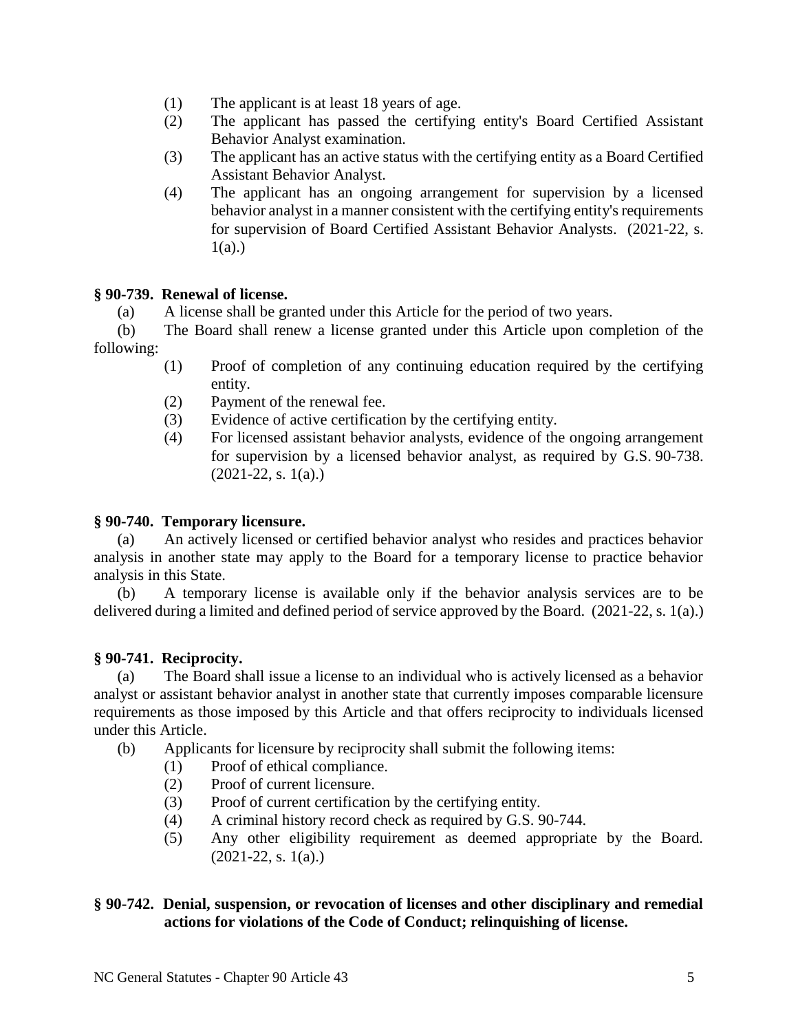(1) The applicant is at least 18 years of age.

(2) The applicant has passed the certifying entity's Board Certified Assistant Behavior Analyst examination.

(3) The applicant has an active status with the certifying entity as a Board Certified Assistant Behavior Analyst.

(4) The applicant has an ongoing arrangement for supervision by a licensed behavior analyst in a manner consistent with the certifying entity's requirements for supervision of Board Certified Assistant Behavior Analysts. (2021-22, s. 1(a).)

**§ 90-739. Renewal of license.**

(a) A license shall be granted under this Article for the period of two years.

(b) The Board shall renew a license granted under this Article upon completion of the following:

(1) Proof of completion of any continuing education required by the certifying entity.

(2) Payment of the renewal fee.

(3) Evidence of active certification by the certifying entity.

(4) For licensed assistant behavior analysts, evidence of the ongoing arrangement for supervision by a licensed behavior analyst, as required by G.S. 90-738. (2021-22, s. 1(a).)

**§ 90-740. Temporary licensure.**

(a) An actively licensed or certified behavior analyst who resides and practices behavior analysis in another state may apply to the Board for a temporary license to practice behavior analysis in this State.

(b) A temporary license is available only if the behavior analysis services are to be delivered during a limited and defined period of service approved by the Board. (2021-22, s. 1(a).)

**§ 90-741. Reciprocity.**

(a) The Board shall issue a license to an individual who is actively licensed as a behavior analyst or assistant behavior analyst in another state that currently imposes comparable licensure requirements as those imposed by this Article and that offers reciprocity to individuals licensed under this Article.

(b) Applicants for licensure by reciprocity shall submit the following items:

(1) Proof of ethical compliance.

(2) Proof of current licensure.

(3) Proof of current certification by the certifying entity.

(4) A criminal history record check as required by G.S. 90-744.

(5) Any other eligibility requirement as deemed appropriate by the Board. (2021-22, s. 1(a).)

**§ 90-742. Denial, suspension, or revocation of licenses and other disciplinary and remedial actions for violations of the Code of Conduct; relinquishing of license.**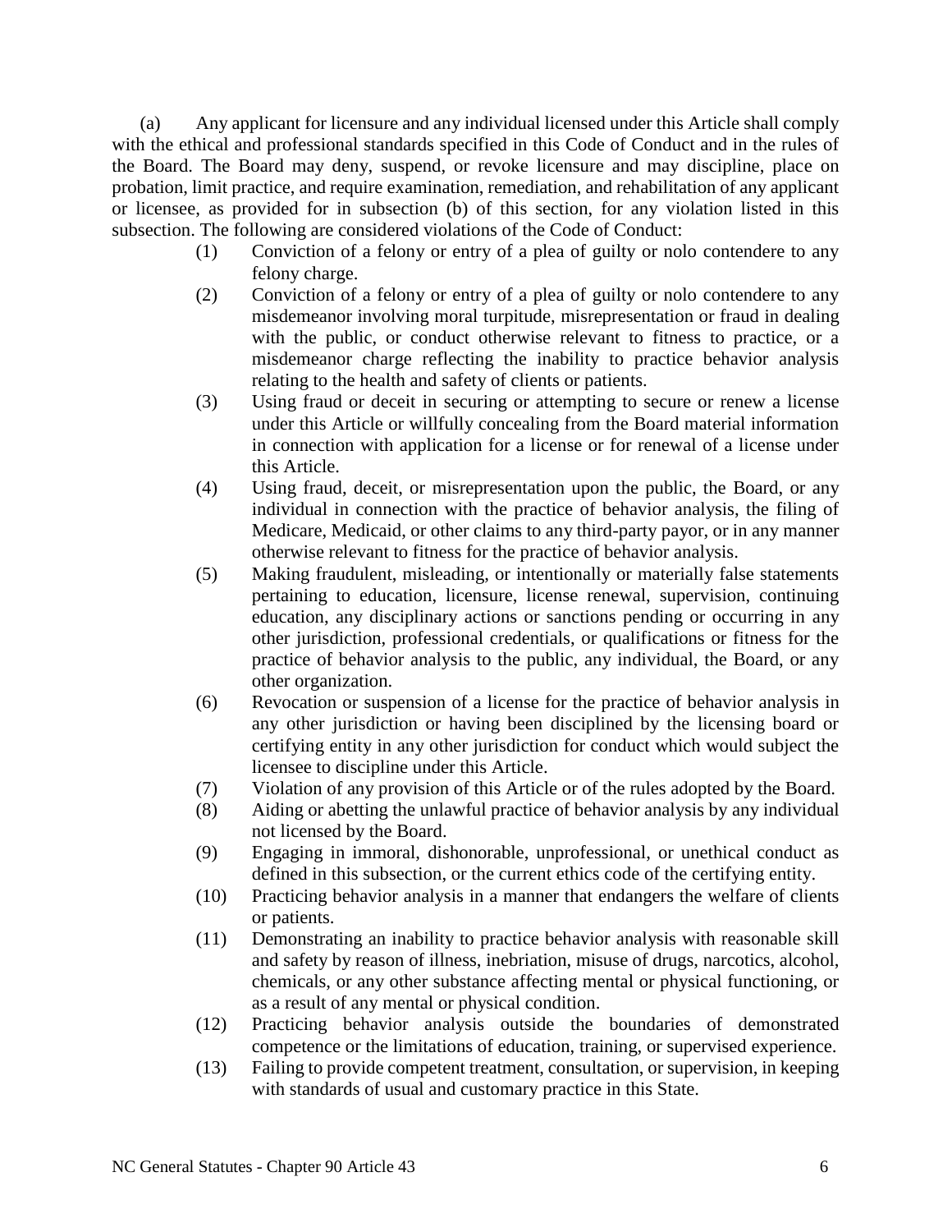(a) Any applicant for licensure and any individual licensed under this Article shall comply with the ethical and professional standards specified in this Code of Conduct and in the rules of the Board. The Board may deny, suspend, or revoke licensure and may discipline, place on probation, limit practice, and require examination, remediation, and rehabilitation of any applicant or licensee, as provided for in subsection (b) of this section, for any violation listed in this subsection. The following are considered violations of the Code of Conduct:

(1) Conviction of a felony or entry of a plea of guilty or nolo contendere to any felony charge.

(2) Conviction of a felony or entry of a plea of guilty or nolo contendere to any misdemeanor involving moral turpitude, misrepresentation or fraud in dealing with the public, or conduct otherwise relevant to fitness to practice, or a misdemeanor charge reflecting the inability to practice behavior analysis relating to the health and safety of clients or patients.

(3) Using fraud or deceit in securing or attempting to secure or renew a license under this Article or willfully concealing from the Board material information in connection with application for a license or for renewal of a license under this Article.

(4) Using fraud, deceit, or misrepresentation upon the public, the Board, or any individual in connection with the practice of behavior analysis, the filing of Medicare, Medicaid, or other claims to any third-party payor, or in any manner otherwise relevant to fitness for the practice of behavior analysis.

(5) Making fraudulent, misleading, or intentionally or materially false statements pertaining to education, licensure, license renewal, supervision, continuing education, any disciplinary actions or sanctions pending or occurring in any other jurisdiction, professional credentials, or qualifications or fitness for the practice of behavior analysis to the public, any individual, the Board, or any other organization.

(6) Revocation or suspension of a license for the practice of behavior analysis in any other jurisdiction or having been disciplined by the licensing board or certifying entity in any other jurisdiction for conduct which would subject the licensee to discipline under this Article.

(7) Violation of any provision of this Article or of the rules adopted by the Board.

(8) Aiding or abetting the unlawful practice of behavior analysis by any individual not licensed by the Board.

(9) Engaging in immoral, dishonorable, unprofessional, or unethical conduct as defined in this subsection, or the current ethics code of the certifying entity.

(10) Practicing behavior analysis in a manner that endangers the welfare of clients or patients.

(11) Demonstrating an inability to practice behavior analysis with reasonable skill and safety by reason of illness, inebriation, misuse of drugs, narcotics, alcohol, chemicals, or any other substance affecting mental or physical functioning, or as a result of any mental or physical condition.

(12) Practicing behavior analysis outside the boundaries of demonstrated competence or the limitations of education, training, or supervised experience.

(13) Failing to provide competent treatment, consultation, or supervision, in keeping with standards of usual and customary practice in this State.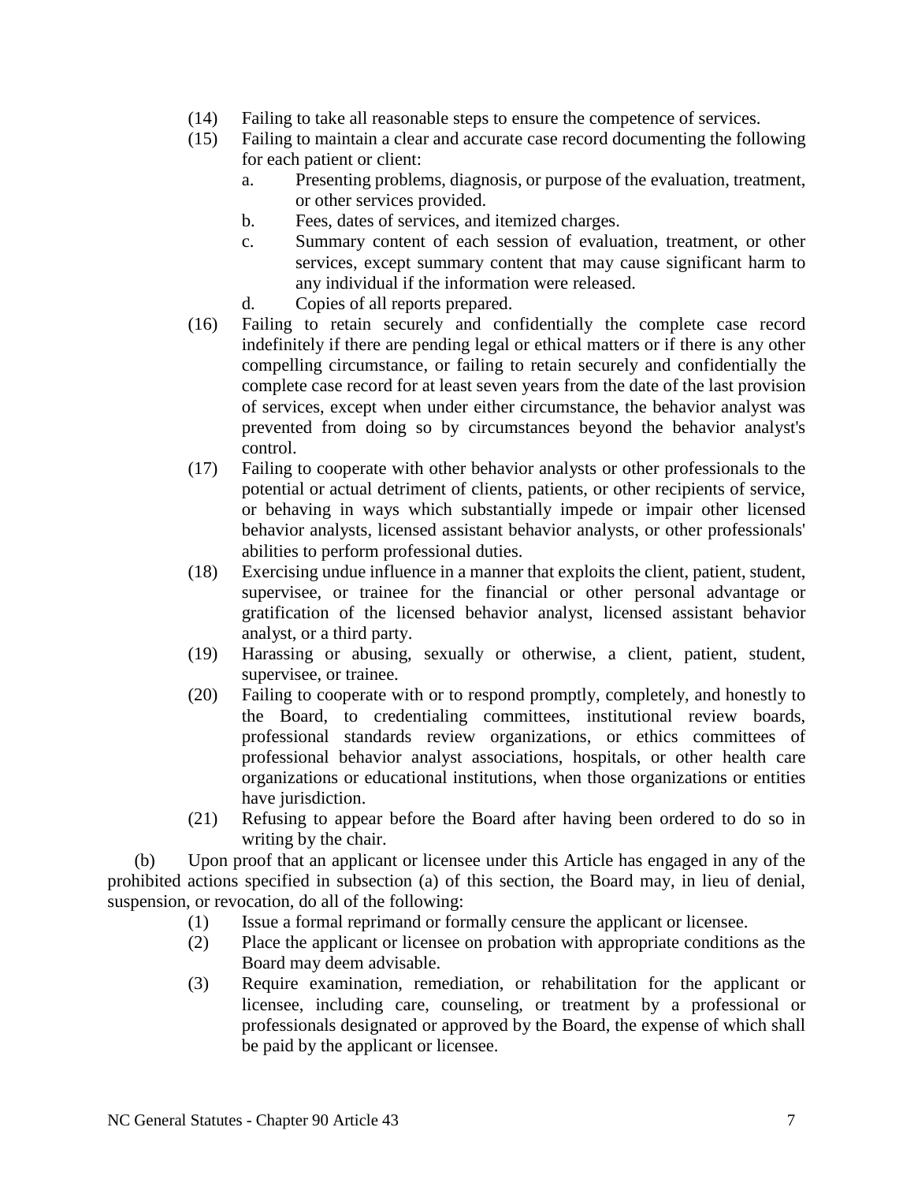(14) Failing to take all reasonable steps to ensure the competence of services.

(15) Failing to maintain a clear and accurate case record documenting the following for each patient or client:

a. Presenting problems, diagnosis, or purpose of the evaluation, treatment, or other services provided.

b. Fees, dates of services, and itemized charges.

c. Summary content of each session of evaluation, treatment, or other services, except summary content that may cause significant harm to any individual if the information were released.

d. Copies of all reports prepared.

(16) Failing to retain securely and confidentially the complete case record indefinitely if there are pending legal or ethical matters or if there is any other compelling circumstance, or failing to retain securely and confidentially the complete case record for at least seven years from the date of the last provision of services, except when under either circumstance, the behavior analyst was prevented from doing so by circumstances beyond the behavior analyst's control.

(17) Failing to cooperate with other behavior analysts or other professionals to the potential or actual detriment of clients, patients, or other recipients of service, or behaving in ways which substantially impede or impair other licensed behavior analysts, licensed assistant behavior analysts, or other professionals' abilities to perform professional duties.

(18) Exercising undue influence in a manner that exploits the client, patient, student, supervisee, or trainee for the financial or other personal advantage or gratification of the licensed behavior analyst, licensed assistant behavior analyst, or a third party.

(19) Harassing or abusing, sexually or otherwise, a client, patient, student, supervisee, or trainee.

(20) Failing to cooperate with or to respond promptly, completely, and honestly to the Board, to credentialing committees, institutional review boards, professional standards review organizations, or ethics committees of professional behavior analyst associations, hospitals, or other health care organizations or educational institutions, when those organizations or entities have jurisdiction.

(21) Refusing to appear before the Board after having been ordered to do so in writing by the chair.

(b) Upon proof that an applicant or licensee under this Article has engaged in any of the prohibited actions specified in subsection (a) of this section, the Board may, in lieu of denial, suspension, or revocation, do all of the following:

(1) Issue a formal reprimand or formally censure the applicant or licensee.

(2) Place the applicant or licensee on probation with appropriate conditions as the Board may deem advisable.

(3) Require examination, remediation, or rehabilitation for the applicant or licensee, including care, counseling, or treatment by a professional or professionals designated or approved by the Board, the expense of which shall be paid by the applicant or licensee.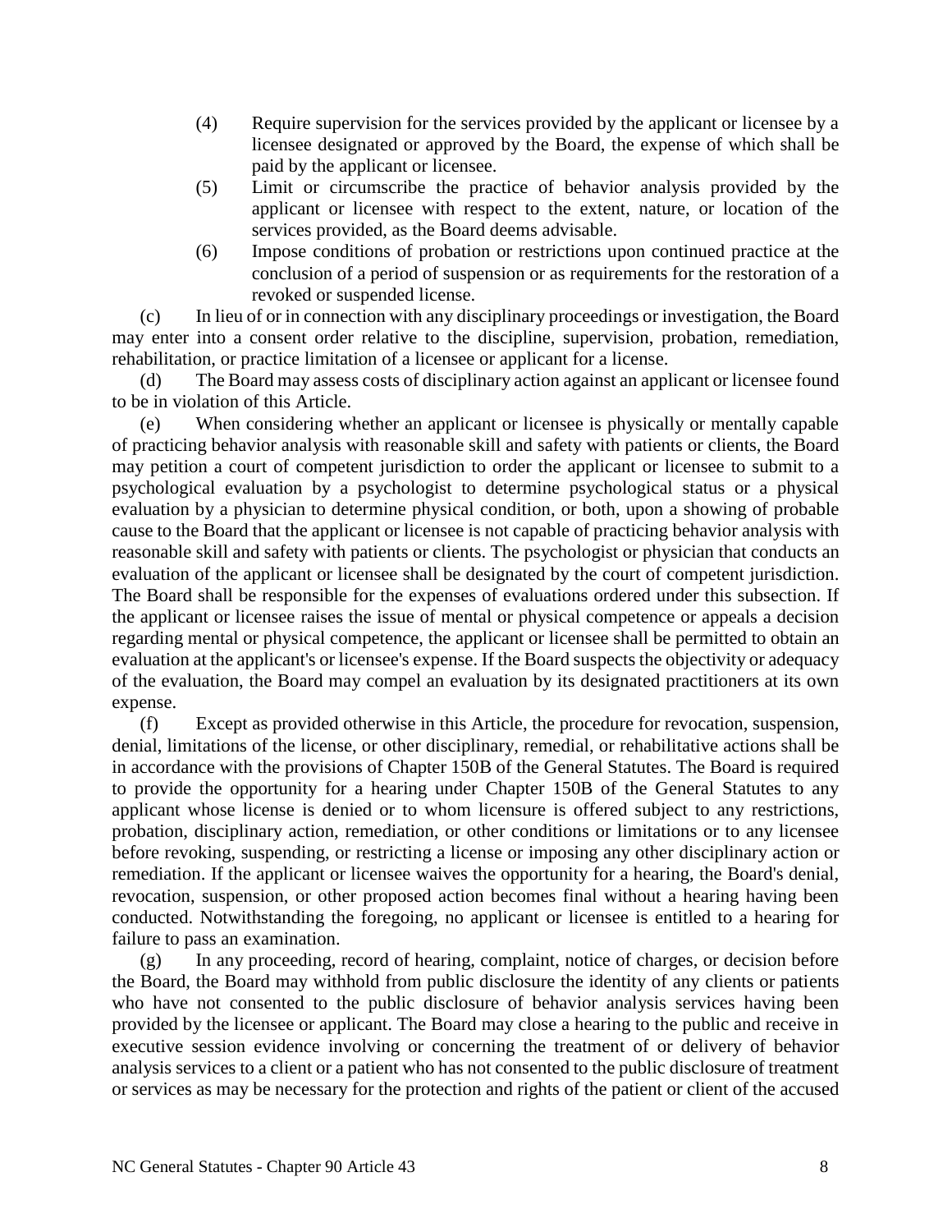(4) Require supervision for the services provided by the applicant or licensee by a licensee designated or approved by the Board, the expense of which shall be paid by the applicant or licensee.

(5) Limit or circumscribe the practice of behavior analysis provided by the applicant or licensee with respect to the extent, nature, or location of the services provided, as the Board deems advisable.

(6) Impose conditions of probation or restrictions upon continued practice at the conclusion of a period of suspension or as requirements for the restoration of a revoked or suspended license.

(c) In lieu of or in connection with any disciplinary proceedings or investigation, the Board may enter into a consent order relative to the discipline, supervision, probation, remediation, rehabilitation, or practice limitation of a licensee or applicant for a license.

(d) The Board may assess costs of disciplinary action against an applicant or licensee found to be in violation of this Article.

(e) When considering whether an applicant or licensee is physically or mentally capable of practicing behavior analysis with reasonable skill and safety with patients or clients, the Board may petition a court of competent jurisdiction to order the applicant or licensee to submit to a psychological evaluation by a psychologist to determine psychological status or a physical evaluation by a physician to determine physical condition, or both, upon a showing of probable cause to the Board that the applicant or licensee is not capable of practicing behavior analysis with reasonable skill and safety with patients or clients. The psychologist or physician that conducts an evaluation of the applicant or licensee shall be designated by the court of competent jurisdiction. The Board shall be responsible for the expenses of evaluations ordered under this subsection. If the applicant or licensee raises the issue of mental or physical competence or appeals a decision regarding mental or physical competence, the applicant or licensee shall be permitted to obtain an evaluation at the applicant's or licensee's expense. If the Board suspects the objectivity or adequacy of the evaluation, the Board may compel an evaluation by its designated practitioners at its own expense.

(f) Except as provided otherwise in this Article, the procedure for revocation, suspension, denial, limitations of the license, or other disciplinary, remedial, or rehabilitative actions shall be in accordance with the provisions of Chapter 150B of the General Statutes. The Board is required to provide the opportunity for a hearing under Chapter 150B of the General Statutes to any applicant whose license is denied or to whom licensure is offered subject to any restrictions, probation, disciplinary action, remediation, or other conditions or limitations or to any licensee before revoking, suspending, or restricting a license or imposing any other disciplinary action or remediation. If the applicant or licensee waives the opportunity for a hearing, the Board's denial, revocation, suspension, or other proposed action becomes final without a hearing having been conducted. Notwithstanding the foregoing, no applicant or licensee is entitled to a hearing for failure to pass an examination.

(g) In any proceeding, record of hearing, complaint, notice of charges, or decision before the Board, the Board may withhold from public disclosure the identity of any clients or patients who have not consented to the public disclosure of behavior analysis services having been provided by the licensee or applicant. The Board may close a hearing to the public and receive in executive session evidence involving or concerning the treatment of or delivery of behavior analysis services to a client or a patient who has not consented to the public disclosure of treatment or services as may be necessary for the protection and rights of the patient or client of the accused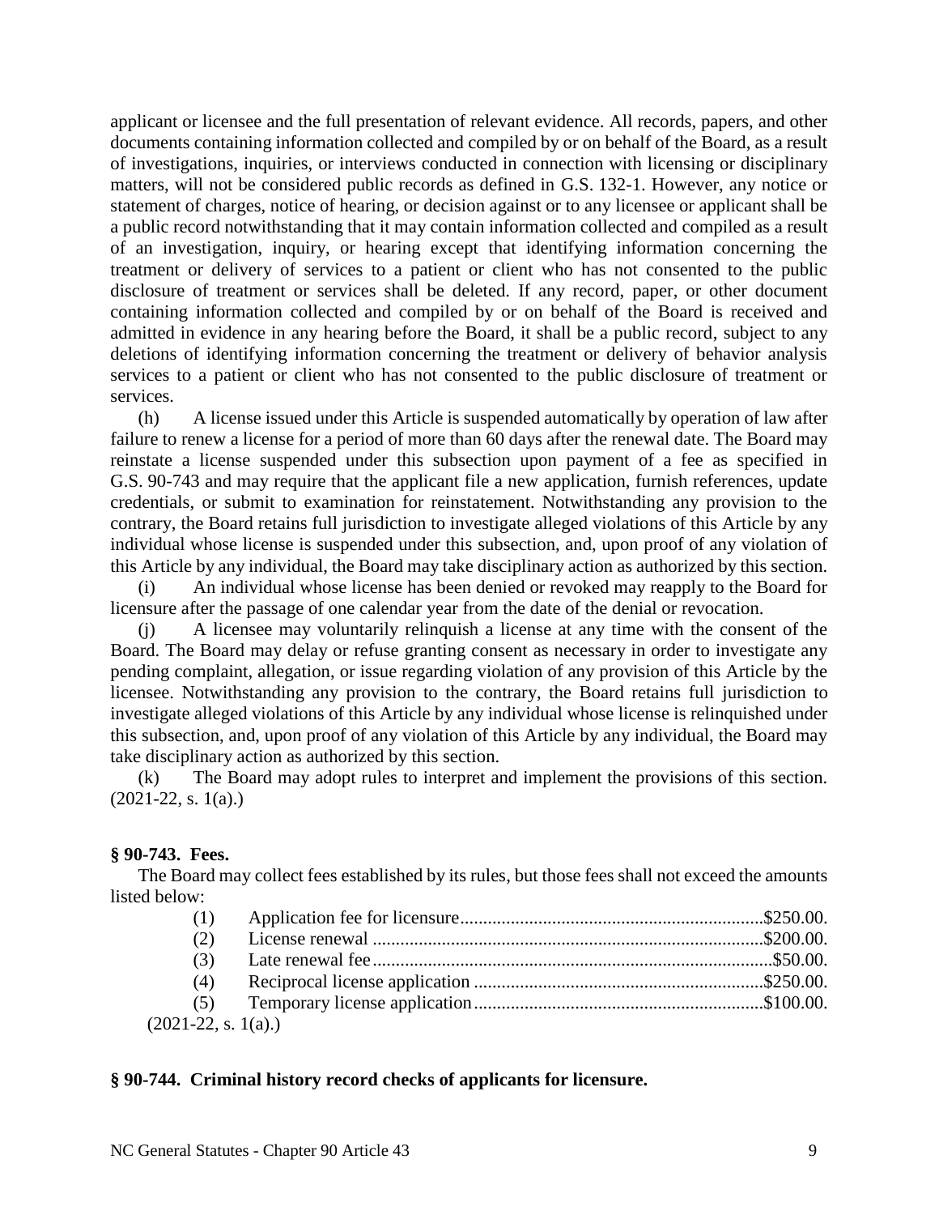applicant or licensee and the full presentation of relevant evidence. All records, papers, and other documents containing information collected and compiled by or on behalf of the Board, as a result of investigations, inquiries, or interviews conducted in connection with licensing or disciplinary matters, will not be considered public records as defined in G.S. 132-1. However, any notice or statement of charges, notice of hearing, or decision against or to any licensee or applicant shall be a public record notwithstanding that it may contain information collected and compiled as a result of an investigation, inquiry, or hearing except that identifying information concerning the treatment or delivery of services to a patient or client who has not consented to the public disclosure of treatment or services shall be deleted. If any record, paper, or other document containing information collected and compiled by or on behalf of the Board is received and admitted in evidence in any hearing before the Board, it shall be a public record, subject to any deletions of identifying information concerning the treatment or delivery of behavior analysis services to a patient or client who has not consented to the public disclosure of treatment or services.

(h) A license issued under this Article is suspended automatically by operation of law after failure to renew a license for a period of more than 60 days after the renewal date. The Board may reinstate a license suspended under this subsection upon payment of a fee as specified in G.S. 90-743 and may require that the applicant file a new application, furnish references, update credentials, or submit to examination for reinstatement. Notwithstanding any provision to the contrary, the Board retains full jurisdiction to investigate alleged violations of this Article by any individual whose license is suspended under this subsection, and, upon proof of any violation of this Article by any individual, the Board may take disciplinary action as authorized by this section.

(i) An individual whose license has been denied or revoked may reapply to the Board for licensure after the passage of one calendar year from the date of the denial or revocation.

(j) A licensee may voluntarily relinquish a license at any time with the consent of the Board. The Board may delay or refuse granting consent as necessary in order to investigate any pending complaint, allegation, or issue regarding violation of any provision of this Article by the licensee. Notwithstanding any provision to the contrary, the Board retains full jurisdiction to investigate alleged violations of this Article by any individual whose license is relinquished under this subsection, and, upon proof of any violation of this Article by any individual, the Board may take disciplinary action as authorized by this section.

(k) The Board may adopt rules to interpret and implement the provisions of this section. (2021-22, s. 1(a).)

**§ 90-743. Fees.**

The Board may collect fees established by its rules, but those fees shall not exceed the amounts listed below:

(1) Application fee for licensure.................................................................$250.00.

(2) License renewal ....................................................................................$200.00.

(3) Late renewal fee......................................................................................$50.00.

(4) Reciprocal license application ...............................................................$250.00.

(5) Temporary license application...............................................................$100.00.

(2021-22, s. 1(a).)

**§ 90-744. Criminal history record checks of applicants for licensure.**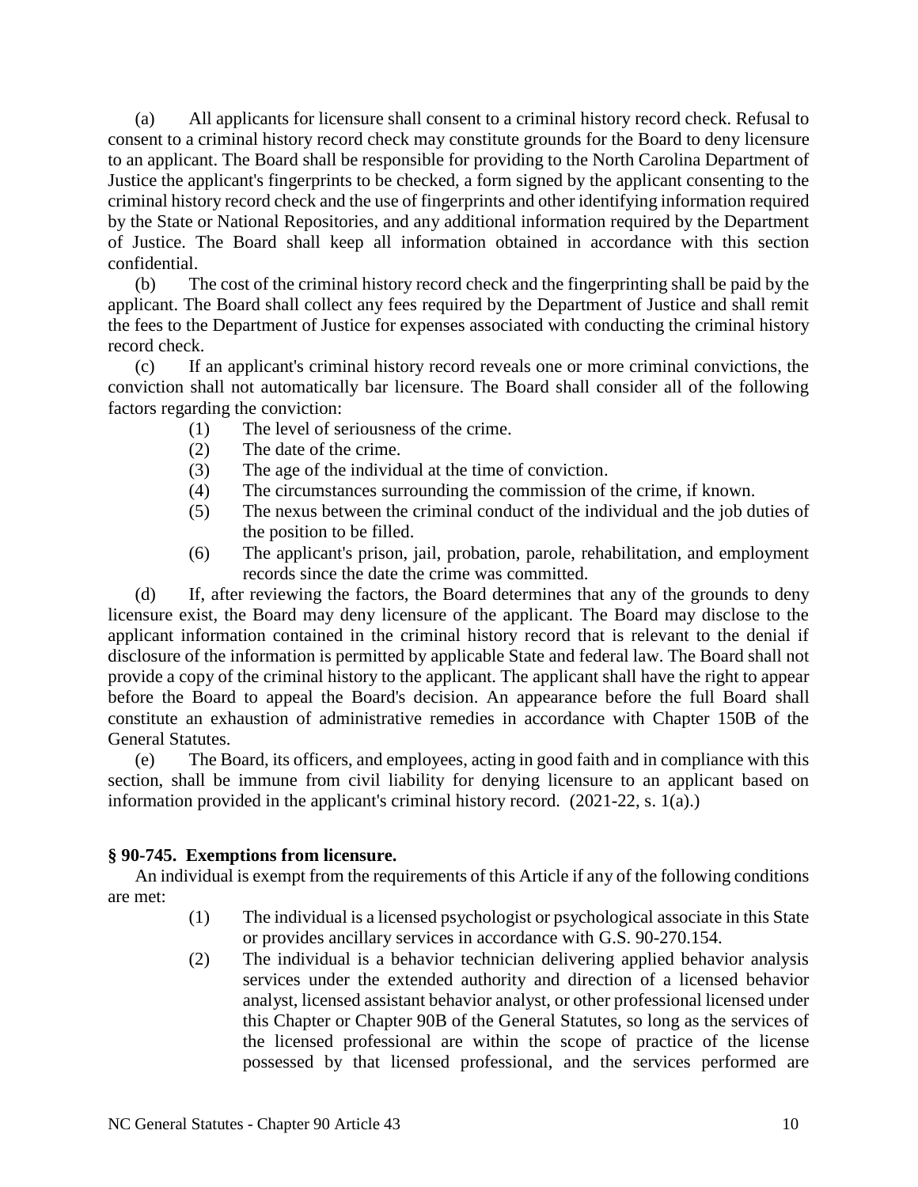(a) All applicants for licensure shall consent to a criminal history record check. Refusal to consent to a criminal history record check may constitute grounds for the Board to deny licensure to an applicant. The Board shall be responsible for providing to the North Carolina Department of Justice the applicant's fingerprints to be checked, a form signed by the applicant consenting to the criminal history record check and the use of fingerprints and other identifying information required by the State or National Repositories, and any additional information required by the Department of Justice. The Board shall keep all information obtained in accordance with this section confidential.

(b) The cost of the criminal history record check and the fingerprinting shall be paid by the applicant. The Board shall collect any fees required by the Department of Justice and shall remit the fees to the Department of Justice for expenses associated with conducting the criminal history record check.

(c) If an applicant's criminal history record reveals one or more criminal convictions, the conviction shall not automatically bar licensure. The Board shall consider all of the following factors regarding the conviction:

- (1) The level of seriousness of the crime.
- (2) The date of the crime.
- (3) The age of the individual at the time of conviction.
- (4) The circumstances surrounding the commission of the crime, if known.
- (5) The nexus between the criminal conduct of the individual and the job duties of the position to be filled.
- (6) The applicant's prison, jail, probation, parole, rehabilitation, and employment records since the date the crime was committed.

(d) If, after reviewing the factors, the Board determines that any of the grounds to deny licensure exist, the Board may deny licensure of the applicant. The Board may disclose to the applicant information contained in the criminal history record that is relevant to the denial if disclosure of the information is permitted by applicable State and federal law. The Board shall not provide a copy of the criminal history to the applicant. The applicant shall have the right to appear before the Board to appeal the Board's decision. An appearance before the full Board shall constitute an exhaustion of administrative remedies in accordance with Chapter 150B of the General Statutes.

(e) The Board, its officers, and employees, acting in good faith and in compliance with this section, shall be immune from civil liability for denying licensure to an applicant based on information provided in the applicant's criminal history record. (2021-22, s. 1(a).)

**§ 90-745. Exemptions from licensure.**

An individual is exempt from the requirements of this Article if any of the following conditions are met:

- (1) The individual is a licensed psychologist or psychological associate in this State or provides ancillary services in accordance with G.S. 90-270.154.
- (2) The individual is a behavior technician delivering applied behavior analysis services under the extended authority and direction of a licensed behavior analyst, licensed assistant behavior analyst, or other professional licensed under this Chapter or Chapter 90B of the General Statutes, so long as the services of the licensed professional are within the scope of practice of the license possessed by that licensed professional, and the services performed are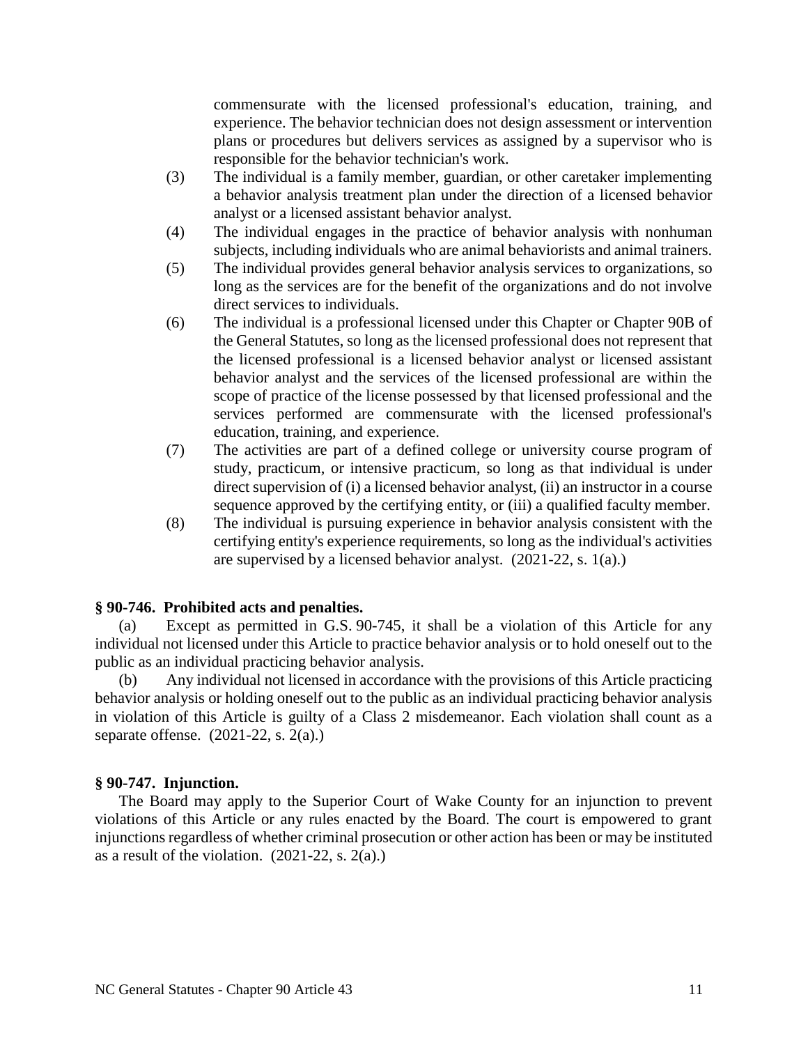commensurate with the licensed professional's education, training, and experience. The behavior technician does not design assessment or intervention plans or procedures but delivers services as assigned by a supervisor who is responsible for the behavior technician's work.

(3) The individual is a family member, guardian, or other caretaker implementing a behavior analysis treatment plan under the direction of a licensed behavior analyst or a licensed assistant behavior analyst.

(4) The individual engages in the practice of behavior analysis with nonhuman subjects, including individuals who are animal behaviorists and animal trainers.

(5) The individual provides general behavior analysis services to organizations, so long as the services are for the benefit of the organizations and do not involve direct services to individuals.

(6) The individual is a professional licensed under this Chapter or Chapter 90B of the General Statutes, so long as the licensed professional does not represent that the licensed professional is a licensed behavior analyst or licensed assistant behavior analyst and the services of the licensed professional are within the scope of practice of the license possessed by that licensed professional and the services performed are commensurate with the licensed professional's education, training, and experience.

(7) The activities are part of a defined college or university course program of study, practicum, or intensive practicum, so long as that individual is under direct supervision of (i) a licensed behavior analyst, (ii) an instructor in a course sequence approved by the certifying entity, or (iii) a qualified faculty member.

(8) The individual is pursuing experience in behavior analysis consistent with the certifying entity's experience requirements, so long as the individual's activities are supervised by a licensed behavior analyst. (2021-22, s. 1(a).)

**§ 90-746. Prohibited acts and penalties.**

(a) Except as permitted in G.S. 90-745, it shall be a violation of this Article for any individual not licensed under this Article to practice behavior analysis or to hold oneself out to the public as an individual practicing behavior analysis.

(b) Any individual not licensed in accordance with the provisions of this Article practicing behavior analysis or holding oneself out to the public as an individual practicing behavior analysis in violation of this Article is guilty of a Class 2 misdemeanor. Each violation shall count as a separate offense. (2021-22, s. 2(a).)

**§ 90-747. Injunction.**

The Board may apply to the Superior Court of Wake County for an injunction to prevent violations of this Article or any rules enacted by the Board. The court is empowered to grant injunctions regardless of whether criminal prosecution or other action has been or may be instituted as a result of the violation. (2021-22, s. 2(a).)